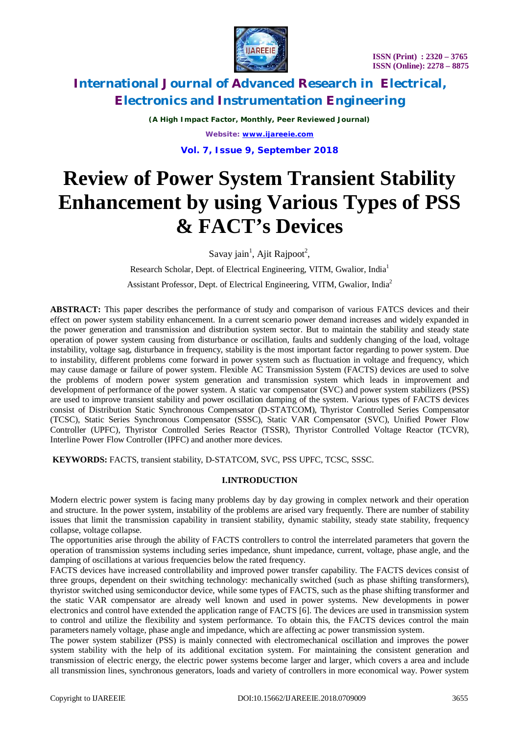# International Journal of Advanced Research in Electrical, Electronics and Instrumentation Engineering

*(A High Impact Factor, Monthly, Peer Reviewed Journal)*

Website: www.ijareeie.com

Vol. 7, Issue 9, September 2018

# Review of Power System Transient Stability Enhancement by using Various Types of PSS & FACT's Devices

Savay jain[1], Ajit Rajpoot[2],

Research Scholar, Dept. of Electrical Engineering, VITM, Gwalior, India[1]

Assistant Professor, Dept. of Electrical Engineering, VITM, Gwalior, India[2]

**ABSTRACT:** This paper describes the performance of study and comparison of various FATCS devices and their effect on power system stability enhancement. In a current scenario power demand increases and widely expanded in the power generation and transmission and distribution system sector. But to maintain the stability and steady state operation of power system causing from disturbance or oscillation, faults and suddenly changing of the load, voltage instability, voltage sag, disturbance in frequency, stability is the most important factor regarding to power system. Due to instability, different problems come forward in power system such as fluctuation in voltage and frequency, which may cause damage or failure of power system. Flexible AC Transmission System (FACTS) devices are used to solve the problems of modern power system generation and transmission system which leads in improvement and development of performance of the power system. A static var compensator (SVC) and power system stabilizers (PSS) are used to improve transient stability and power oscillation damping of the system. Various types of FACTS devices consist of Distribution Static Synchronous Compensator (D-STATCOM), Thyristor Controlled Series Compensator (TCSC), Static Series Synchronous Compensator (SSSC), Static VAR Compensator (SVC), Unified Power Flow Controller (UPFC), Thyristor Controlled Series Reactor (TSSR), Thyristor Controlled Voltage Reactor (TCVR), Interline Power Flow Controller (IPFC) and another more devices.

**KEYWORDS:** FACTS, transient stability, D-STATCOM, SVC, PSS UPFC, TCSC, SSSC.

## I.INTRODUCTION

Modern electric power system is facing many problems day by day growing in complex network and their operation and structure. In the power system, instability of the problems are arised vary frequently. There are number of stability issues that limit the transmission capability in transient stability, dynamic stability, steady state stability, frequency collapse, voltage collapse.

The opportunities arise through the ability of FACTS controllers to control the interrelated parameters that govern the operation of transmission systems including series impedance, shunt impedance, current, voltage, phase angle, and the damping of oscillations at various frequencies below the rated frequency.

FACTS devices have increased controllability and improved power transfer capability. The FACTS devices consist of three groups, dependent on their switching technology: mechanically switched (such as phase shifting transformers), thyristor switched using semiconductor device, while some types of FACTS, such as the phase shifting transformer and the static VAR compensator are already well known and used in power systems. New developments in power electronics and control have extended the application range of FACTS [6]. The devices are used in transmission system to control and utilize the flexibility and system performance. To obtain this, the FACTS devices control the main parameters namely voltage, phase angle and impedance, which are affecting ac power transmission system.

The power system stabilizer (PSS) is mainly connected with electromechanical oscillation and improves the power system stability with the help of its additional excitation system. For maintaining the consistent generation and transmission of electric energy, the electric power systems become larger and larger, which covers a area and include all transmission lines, synchronous generators, loads and variety of controllers in more economical way. Power system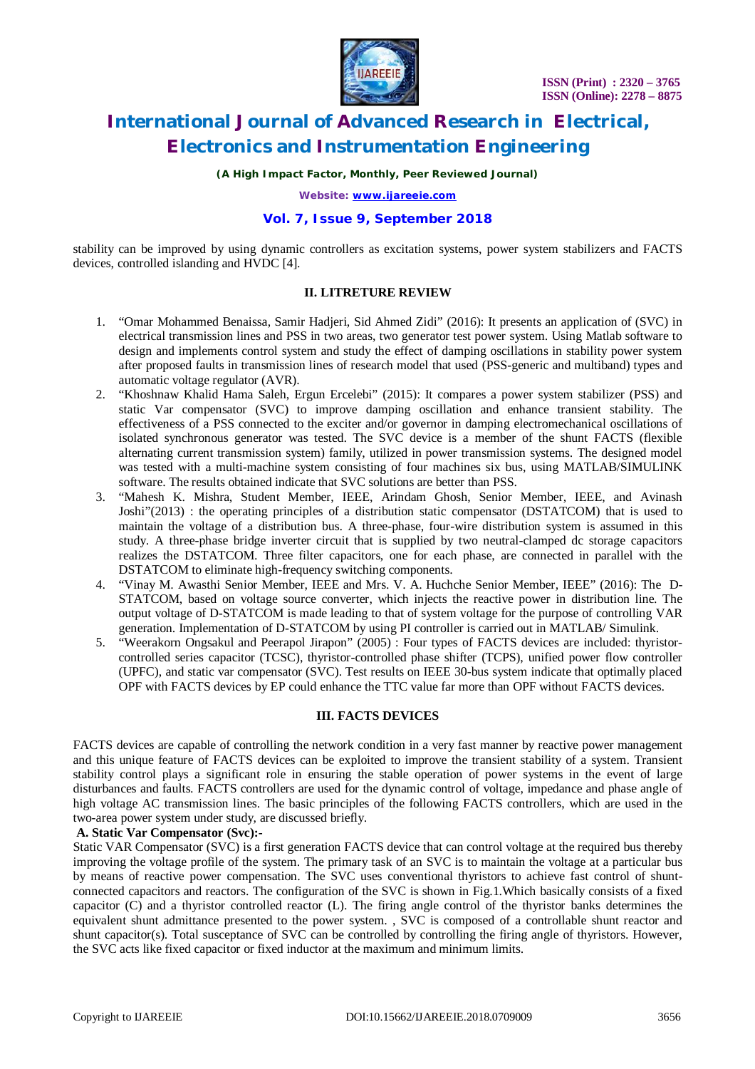stability can be improved by using dynamic controllers as excitation systems, power system stabilizers and FACTS devices, controlled islanding and HVDC [4].

## II. LITRETURE REVIEW

1. "Omar Mohammed Benaissa, Samir Hadjeri, Sid Ahmed Zidi" (2016): It presents an application of (SVC) in electrical transmission lines and PSS in two areas, two generator test power system. Using Matlab software to design and implements control system and study the effect of damping oscillations in stability power system after proposed faults in transmission lines of research model that used (PSS-generic and multiband) types and automatic voltage regulator (AVR).
2. "Khoshnaw Khalid Hama Saleh, Ergun Ercelebi" (2015): It compares a power system stabilizer (PSS) and static Var compensator (SVC) to improve damping oscillation and enhance transient stability. The effectiveness of a PSS connected to the exciter and/or governor in damping electromechanical oscillations of isolated synchronous generator was tested. The SVC device is a member of the shunt FACTS (flexible alternating current transmission system) family, utilized in power transmission systems. The designed model was tested with a multi-machine system consisting of four machines six bus, using MATLAB/SIMULINK software. The results obtained indicate that SVC solutions are better than PSS.
3. "Mahesh K. Mishra, Student Member, IEEE, Arindam Ghosh, Senior Member, IEEE, and Avinash Joshi"(2013) : the operating principles of a distribution static compensator (DSTATCOM) that is used to maintain the voltage of a distribution bus. A three-phase, four-wire distribution system is assumed in this study. A three-phase bridge inverter circuit that is supplied by two neutral-clamped dc storage capacitors realizes the DSTATCOM. Three filter capacitors, one for each phase, are connected in parallel with the DSTATCOM to eliminate high-frequency switching components.
4. "Vinay M. Awasthi Senior Member, IEEE and Mrs. V. A. Huchche Senior Member, IEEE" (2016): The D-STATCOM, based on voltage source converter, which injects the reactive power in distribution line. The output voltage of D-STATCOM is made leading to that of system voltage for the purpose of controlling VAR generation. Implementation of D-STATCOM by using PI controller is carried out in MATLAB/ Simulink.
5. "Weerakorn Ongsakul and Peerapol Jirapon" (2005) : Four types of FACTS devices are included: thyristor-controlled series capacitor (TCSC), thyristor-controlled phase shifter (TCPS), unified power flow controller (UPFC), and static var compensator (SVC). Test results on IEEE 30-bus system indicate that optimally placed OPF with FACTS devices by EP could enhance the TTC value far more than OPF without FACTS devices.

## III. FACTS DEVICES

FACTS devices are capable of controlling the network condition in a very fast manner by reactive power management and this unique feature of FACTS devices can be exploited to improve the transient stability of a system. Transient stability control plays a significant role in ensuring the stable operation of power systems in the event of large disturbances and faults. FACTS controllers are used for the dynamic control of voltage, impedance and phase angle of high voltage AC transmission lines. The basic principles of the following FACTS controllers, which are used in the two-area power system under study, are discussed briefly.

**A. Static Var Compensator (Svc):-**

Static VAR Compensator (SVC) is a first generation FACTS device that can control voltage at the required bus thereby improving the voltage profile of the system. The primary task of an SVC is to maintain the voltage at a particular bus by means of reactive power compensation. The SVC uses conventional thyristors to achieve fast control of shunt-connected capacitors and reactors. The configuration of the SVC is shown in Fig.1.Which basically consists of a fixed capacitor (C) and a thyristor controlled reactor (L). The firing angle control of the thyristor banks determines the equivalent shunt admittance presented to the power system. , SVC is composed of a controllable shunt reactor and shunt capacitor(s). Total susceptance of SVC can be controlled by controlling the firing angle of thyristors. However, the SVC acts like fixed capacitor or fixed inductor at the maximum and minimum limits.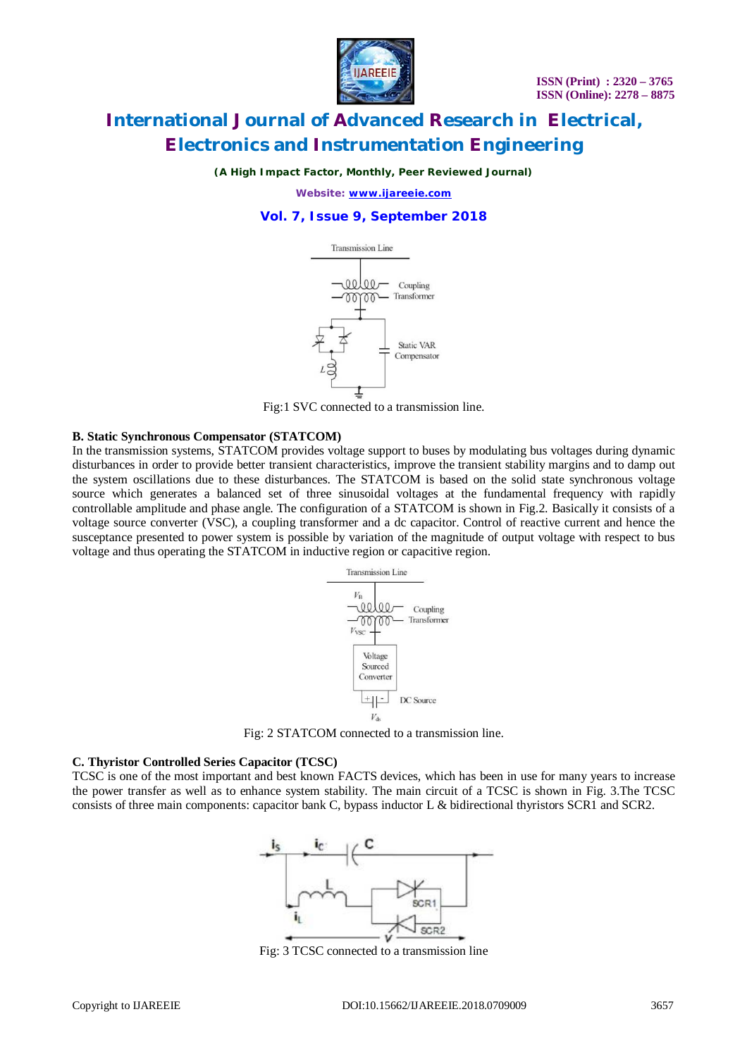Fig:1 SVC connected to a transmission line.

**B. Static Synchronous Compensator (STATCOM)**

In the transmission systems, STATCOM provides voltage support to buses by modulating bus voltages during dynamic disturbances in order to provide better transient characteristics, improve the transient stability margins and to damp out the system oscillations due to these disturbances. The STATCOM is based on the solid state synchronous voltage source which generates a balanced set of three sinusoidal voltages at the fundamental frequency with rapidly controllable amplitude and phase angle. The configuration of a STATCOM is shown in Fig.2. Basically it consists of a voltage source converter (VSC), a coupling transformer and a dc capacitor. Control of reactive current and hence the susceptance presented to power system is possible by variation of the magnitude of output voltage with respect to bus voltage and thus operating the STATCOM in inductive region or capacitive region.

Fig: 2 STATCOM connected to a transmission line.

**C. Thyristor Controlled Series Capacitor (TCSC)**

TCSC is one of the most important and best known FACTS devices, which has been in use for many years to increase the power transfer as well as to enhance system stability. The main circuit of a TCSC is shown in Fig. 3.The TCSC consists of three main components: capacitor bank C, bypass inductor L & bidirectional thyristors SCR1 and SCR2.

Fig: 3 TCSC connected to a transmission line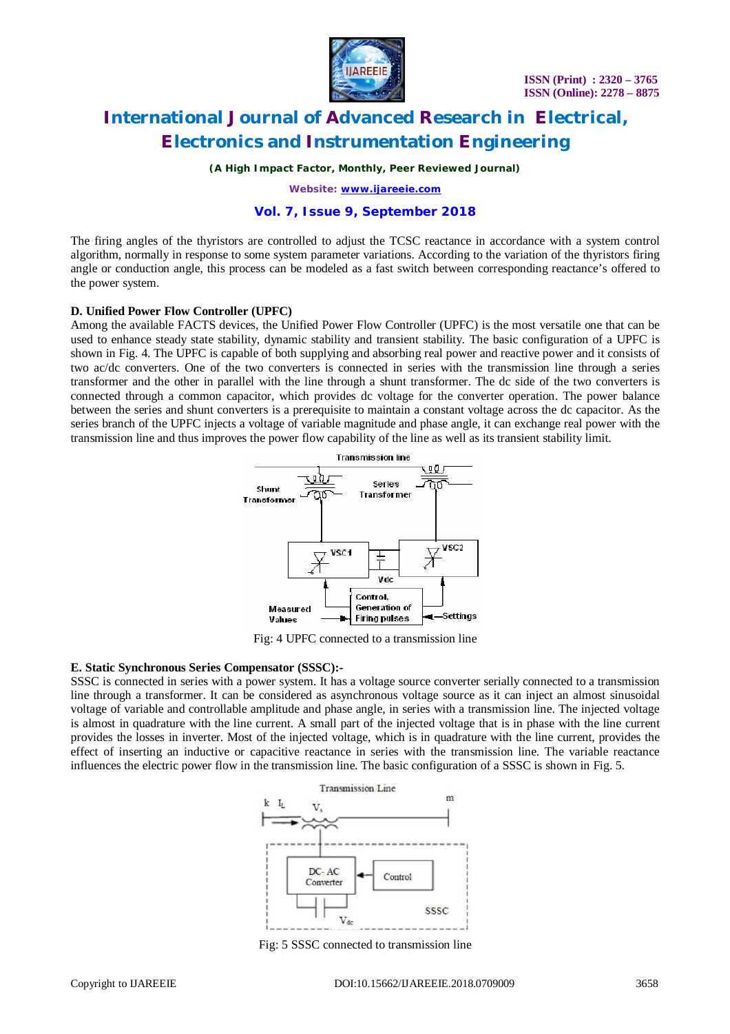The firing angles of the thyristors are controlled to adjust the TCSC reactance in accordance with a system control algorithm, normally in response to some system parameter variations. According to the variation of the thyristors firing angle or conduction angle, this process can be modeled as a fast switch between corresponding reactance's offered to the power system.

**D. Unified Power Flow Controller (UPFC)**

Among the available FACTS devices, the Unified Power Flow Controller (UPFC) is the most versatile one that can be used to enhance steady state stability, dynamic stability and transient stability. The basic configuration of a UPFC is shown in Fig. 4. The UPFC is capable of both supplying and absorbing real power and reactive power and it consists of two ac/dc converters. One of the two converters is connected in series with the transmission line through a series transformer and the other in parallel with the line through a shunt transformer. The dc side of the two converters is connected through a common capacitor, which provides dc voltage for the converter operation. The power balance between the series and shunt converters is a prerequisite to maintain a constant voltage across the dc capacitor. As the series branch of the UPFC injects a voltage of variable magnitude and phase angle, it can exchange real power with the transmission line and thus improves the power flow capability of the line as well as its transient stability limit.

Fig: 4 UPFC connected to a transmission line

**E. Static Synchronous Series Compensator (SSSC):-**

SSSC is connected in series with a power system. It has a voltage source converter serially connected to a transmission line through a transformer. It can be considered as asynchronous voltage source as it can inject an almost sinusoidal voltage of variable and controllable amplitude and phase angle, in series with a transmission line. The injected voltage is almost in quadrature with the line current. A small part of the injected voltage that is in phase with the line current provides the losses in inverter. Most of the injected voltage, which is in quadrature with the line current, provides the effect of inserting an inductive or capacitive reactance in series with the transmission line. The variable reactance influences the electric power flow in the transmission line. The basic configuration of a SSSC is shown in Fig. 5.

Fig: 5 SSSC connected to transmission line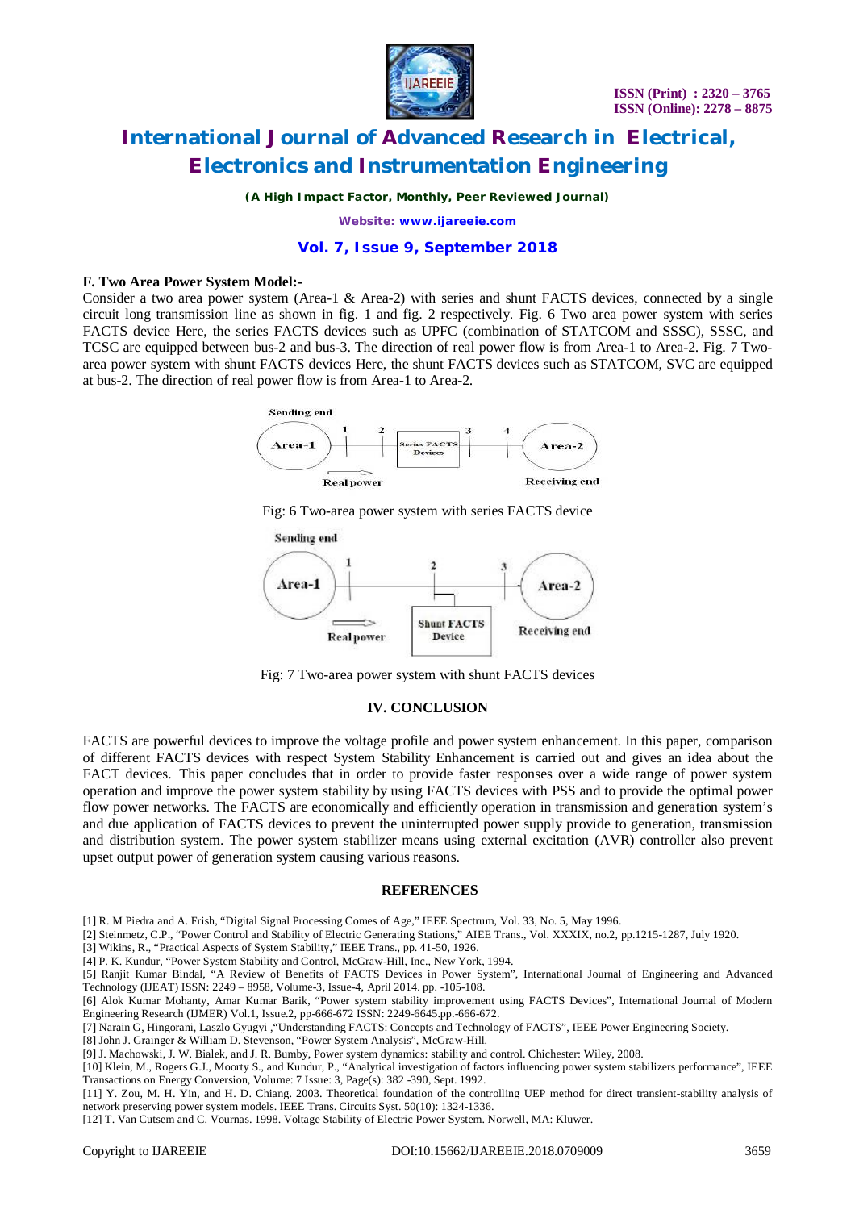**F. Two Area Power System Model:-**

Consider a two area power system (Area-1 & Area-2) with series and shunt FACTS devices, connected by a single circuit long transmission line as shown in fig. 1 and fig. 2 respectively. Fig. 6 Two area power system with series FACTS device Here, the series FACTS devices such as UPFC (combination of STATCOM and SSSC), SSSC, and TCSC are equipped between bus-2 and bus-3. The direction of real power flow is from Area-1 to Area-2. Fig. 7 Two-area power system with shunt FACTS devices Here, the shunt FACTS devices such as STATCOM, SVC are equipped at bus-2. The direction of real power flow is from Area-1 to Area-2.

Fig: 6 Two-area power system with series FACTS device

Fig: 7 Two-area power system with shunt FACTS devices

## IV. CONCLUSION

FACTS are powerful devices to improve the voltage profile and power system enhancement. In this paper, comparison of different FACTS devices with respect System Stability Enhancement is carried out and gives an idea about the FACT devices. This paper concludes that in order to provide faster responses over a wide range of power system operation and improve the power system stability by using FACTS devices with PSS and to provide the optimal power flow power networks. The FACTS are economically and efficiently operation in transmission and generation system's and due application of FACTS devices to prevent the uninterrupted power supply provide to generation, transmission and distribution system. The power system stabilizer means using external excitation (AVR) controller also prevent upset output power of generation system causing various reasons.

## REFERENCES

[1] R. M Piedra and A. Frish, "Digital Signal Processing Comes of Age," IEEE Spectrum, Vol. 33, No. 5, May 1996.
[2] Steinmetz, C.P., "Power Control and Stability of Electric Generating Stations," AIEE Trans., Vol. XXXIX, no.2, pp.1215-1287, July 1920.
[3] Wikins, R., "Practical Aspects of System Stability," IEEE Trans., pp. 41-50, 1926.
[4] P. K. Kundur, "Power System Stability and Control, McGraw-Hill, Inc., New York, 1994.
[5] Ranjit Kumar Bindal, "A Review of Benefits of FACTS Devices in Power System", International Journal of Engineering and Advanced Technology (IJEAT) ISSN: 2249 – 8958, Volume-3, Issue-4, April 2014. pp. -105-108.
[6] Alok Kumar Mohanty, Amar Kumar Barik, "Power system stability improvement using FACTS Devices", International Journal of Modern Engineering Research (IJMER) Vol.1, Issue.2, pp-666-672 ISSN: 2249-6645.pp.-666-672.
[7] Narain G, Hingorani, Laszlo Gyugyi ,"Understanding FACTS: Concepts and Technology of FACTS", IEEE Power Engineering Society.
[8] John J. Grainger & William D. Stevenson, "Power System Analysis", McGraw-Hill.
[9] J. Machowski, J. W. Bialek, and J. R. Bumby, Power system dynamics: stability and control. Chichester: Wiley, 2008.
[10] Klein, M., Rogers G.J., Moorty S., and Kundur, P., "Analytical investigation of factors influencing power system stabilizers performance", IEEE Transactions on Energy Conversion, Volume: 7 Issue: 3, Page(s): 382 -390, Sept. 1992.
[11] Y. Zou, M. H. Yin, and H. D. Chiang. 2003. Theoretical foundation of the controlling UEP method for direct transient-stability analysis of network preserving power system models. IEEE Trans. Circuits Syst. 50(10): 1324-1336.
[12] T. Van Cutsem and C. Vournas. 1998. Voltage Stability of Electric Power System. Norwell, MA: Kluwer.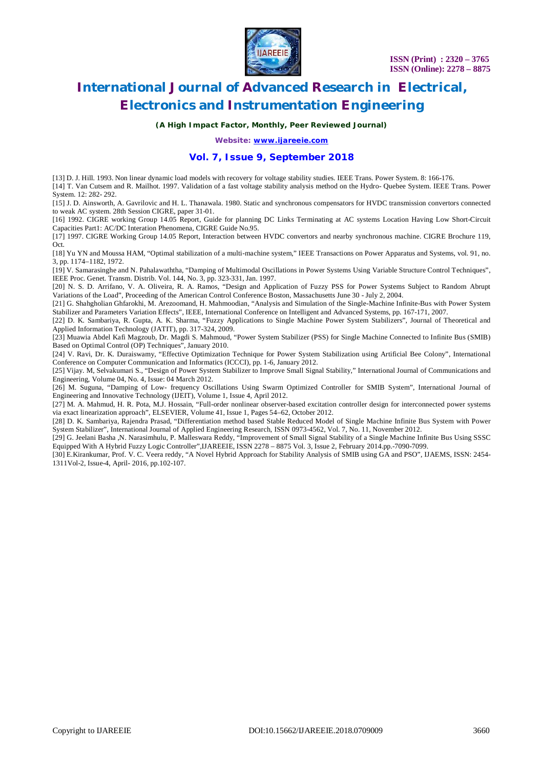[13] D. J. Hill. 1993. Non linear dynamic load models with recovery for voltage stability studies. IEEE Trans. Power System. 8: 166-176.

[14] T. Van Cutsem and R. Mailhot. 1997. Validation of a fast voltage stability analysis method on the Hydro- Quebee System. IEEE Trans. Power System. 12: 282- 292.

[15] J. D. Ainsworth, A. Gavrilovic and H. L. Thanawala. 1980. Static and synchronous compensators for HVDC transmission convertors connected to weak AC system. 28th Session CIGRE, paper 31-01.

[16] 1992. CIGRE working Group 14.05 Report, Guide for planning DC Links Terminating at AC systems Location Having Low Short-Circuit Capacities Part1: AC/DC Interation Phenomena, CIGRE Guide No.95.

[17] 1997. CIGRE Working Group 14.05 Report, Interaction between HVDC convertors and nearby synchronous machine. CIGRE Brochure 119, Oct.

[18] Yu YN and Moussa HAM, "Optimal stabilization of a multi-machine system," IEEE Transactions on Power Apparatus and Systems, vol. 91, no. 3, pp. 1174–1182, 1972.

[19] V. Samarasinghe and N. Pahalawaththa, "Damping of Multimodal Oscillations in Power Systems Using Variable Structure Control Techniques", IEEE Proc. Genet. Transm. Distrib. Vol. 144, No. 3, pp. 323-331, Jan. 1997.

[20] N. S. D. Arrifano, V. A. Oliveira, R. A. Ramos, "Design and Application of Fuzzy PSS for Power Systems Subject to Random Abrupt Variations of the Load", Proceeding of the American Control Conference Boston, Massachusetts June 30 - July 2, 2004.

[21] G. Shahgholian Ghfarokhi, M. Arezoomand, H. Mahmoodian, "Analysis and Simulation of the Single-Machine Infinite-Bus with Power System Stabilizer and Parameters Variation Effects", IEEE, International Conference on Intelligent and Advanced Systems, pp. 167-171, 2007.

[22] D. K. Sambariya, R. Gupta, A. K. Sharma, "Fuzzy Applications to Single Machine Power System Stabilizers", Journal of Theoretical and Applied Information Technology (JATIT), pp. 317-324, 2009.

[23] Muawia Abdel Kafi Magzoub, Dr. Magdi S. Mahmoud, "Power System Stabilizer (PSS) for Single Machine Connected to Infinite Bus (SMIB) Based on Optimal Control (OP) Techniques", January 2010.

[24] V. Ravi, Dr. K. Duraiswamy, "Effective Optimization Technique for Power System Stabilization using Artificial Bee Colony", International Conference on Computer Communication and Informatics (ICCCI), pp. 1-6, January 2012.

[25] Vijay. M, Selvakumari S., "Design of Power System Stabilizer to Improve Small Signal Stability," International Journal of Communications and Engineering, Volume 04, No. 4, Issue: 04 March 2012.

[26] M. Suguna, "Damping of Low- frequency Oscillations Using Swarm Optimized Controller for SMIB System", International Journal of Engineering and Innovative Technology (IJEIT), Volume 1, Issue 4, April 2012.

[27] M. A. Mahmud, H. R. Pota, M.J. Hossain, "Full-order nonlinear observer-based excitation controller design for interconnected power systems via exact linearization approach", ELSEVIER, Volume 41, Issue 1, Pages 54–62, October 2012.

[28] D. K. Sambariya, Rajendra Prasad, "Differentiation method based Stable Reduced Model of Single Machine Infinite Bus System with Power System Stabilizer", International Journal of Applied Engineering Research, ISSN 0973-4562, Vol. 7, No. 11, November 2012.

[29] G. Jeelani Basha ,N. Narasimhulu, P. Malleswara Reddy, "Improvement of Small Signal Stability of a Single Machine Infinite Bus Using SSSC Equipped With A Hybrid Fuzzy Logic Controller",IJAREEIE, ISSN 2278 – 8875 Vol. 3, Issue 2, February 2014.pp.-7090-7099.

[30] E.Kirankumar, Prof. V. C. Veera reddy, "A Novel Hybrid Approach for Stability Analysis of SMIB using GA and PSO", IJAEMS, ISSN: 2454-1311Vol-2, Issue-4, April- 2016, pp.102-107.